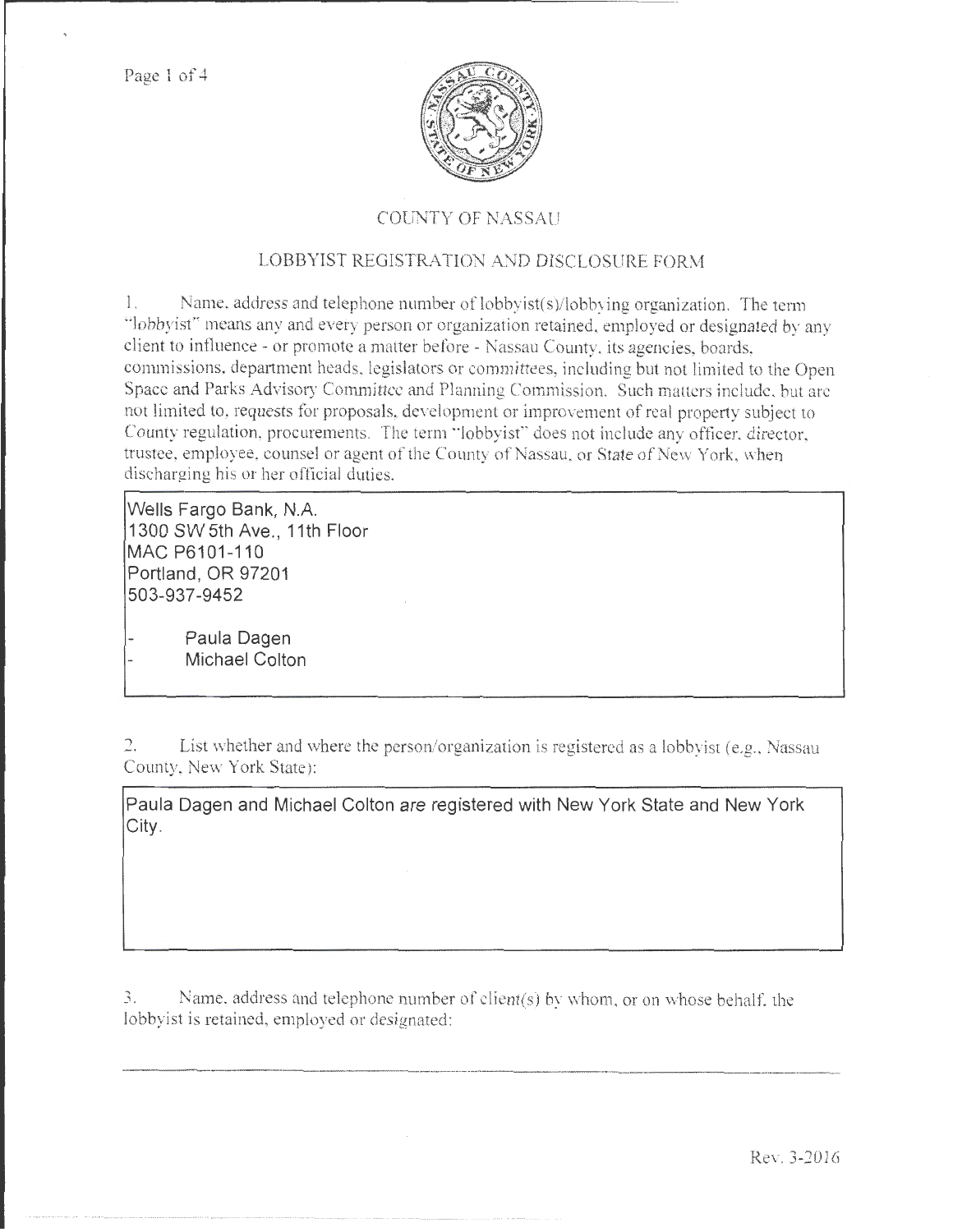COUNTY OF NASSAU

LOBBYIST REGISTRATION AND DISCLOSURE FORM

1. Name, address and telephone number of lobbyist(s)/lobbying organization. The term "lobbyist" means any and every person or organization retained, employed or designated by any client to influence - or promote a matter before - Nassau County, its agencies, boards, commissions, department heads, legislators or committees, including but not limited to the Open Space and Parks Advisory Committee and Planning Commission. Such matters include, but are not limited to, requests for proposals, development or improvement of real property subject to County regulation, procurements. The term "lobbyist" does not include any officer, director, trustee, employee, counsel or agent of the County of Nassau, or State of New York, when discharging his or her official duties.

Wells Fargo Bank, N.A.
1300 SW 5th Ave., 11th Floor
MAC P6101-110
Portland, OR 97201
503-937-9452

- Paula Dagen
- Michael Colton

2. List whether and where the person/organization is registered as a lobbyist (e.g., Nassau County, New York State):

Paula Dagen and Michael Colton are registered with New York State and New York City.

3. Name, address and telephone number of client(s) by whom, or on whose behalf, the lobbyist is retained, employed or designated:

Rev. 3-2016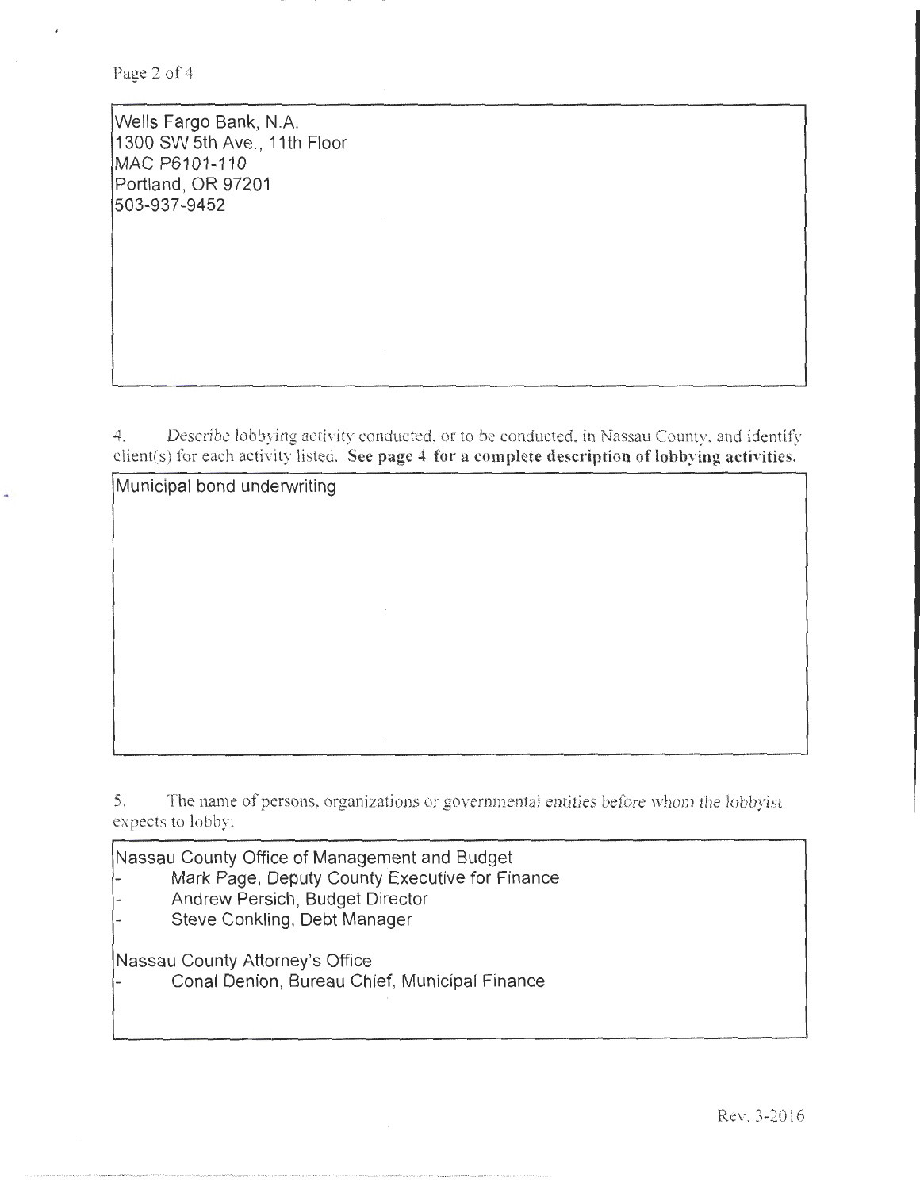Wells Fargo Bank, N.A.
1300 SW 5th Ave., 11th Floor
MAC P6101-110
Portland, OR 97201
503-937-9452

4. Describe lobbying activity conducted, or to be conducted, in Nassau County, and identify client(s) for each activity listed. **See page 4 for a complete description of lobbying activities.**

Municipal bond underwriting

5. The name of persons, organizations or governmental entities before whom the lobbyist expects to lobby:

Nassau County Office of Management and Budget

- Mark Page, Deputy County Executive for Finance
- Andrew Persich, Budget Director
- Steve Conkling, Debt Manager

Nassau County Attorney's Office

- Conal Denion, Bureau Chief, Municipal Finance

Rev. 3-2016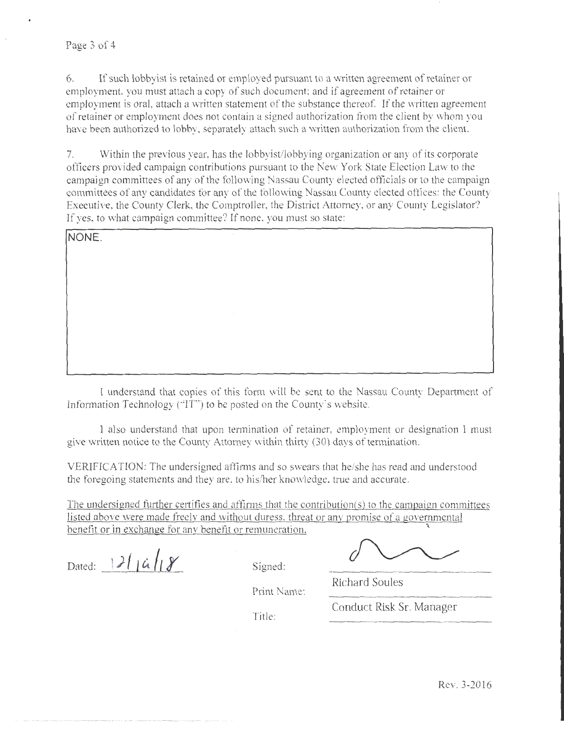6. If such lobbyist is retained or employed pursuant to a written agreement of retainer or employment, you must attach a copy of such document; and if agreement of retainer or employment is oral, attach a written statement of the substance thereof. If the written agreement of retainer or employment does not contain a signed authorization from the client by whom you have been authorized to lobby, separately attach such a written authorization from the client.

7. Within the previous year, has the lobbyist/lobbying organization or any of its corporate officers provided campaign contributions pursuant to the New York State Election Law to the campaign committees of any of the following Nassau County elected officials or to the campaign committees of any candidates for any of the following Nassau County elected offices: the County Executive, the County Clerk, the Comptroller, the District Attorney, or any County Legislator? If yes, to what campaign committee? If none, you must so state:

NONE.

I understand that copies of this form will be sent to the Nassau County Department of Information Technology ("IT") to be posted on the County's website.

I also understand that upon termination of retainer, employment or designation I must give written notice to the County Attorney within thirty (30) days of termination.

VERIFICATION: The undersigned affirms and so swears that he/she has read and understood the foregoing statements and they are, to his/her knowledge, true and accurate.

<u>The undersigned further certifies and affirms that the contribution(s) to the campaign committees listed above were made freely and without duress, threat or any promise of a governmental benefit or in exchange for any benefit or remuneration.</u>

Dated: 12/14/18

Signed: [signature]

Print Name: Richard Soules

Title: Conduct Risk Sr. Manager

Rev. 3-2016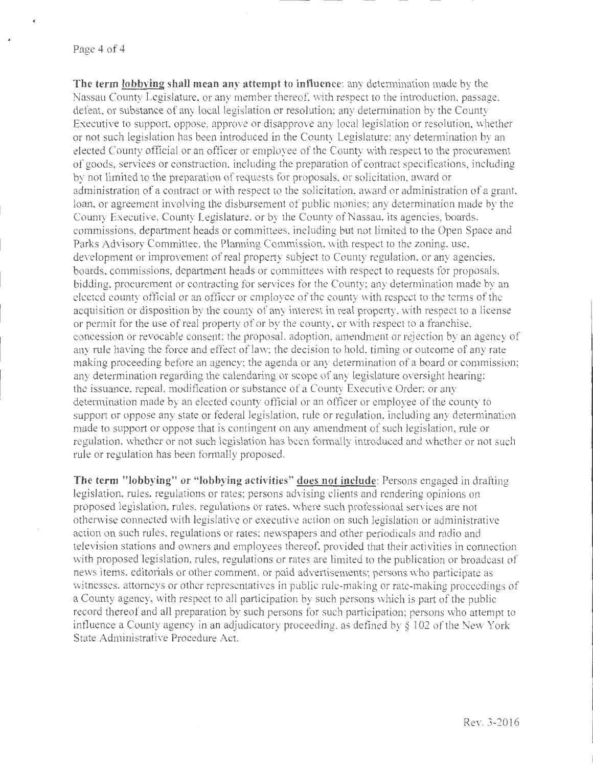**The term <u>lobbying</u> shall mean any attempt to influence**: any determination made by the Nassau County Legislature, or any member thereof, with respect to the introduction, passage, defeat, or substance of any local legislation or resolution; any determination by the County Executive to support, oppose, approve or disapprove any local legislation or resolution, whether or not such legislation has been introduced in the County Legislature; any determination by an elected County official or an officer or employee of the County with respect to the procurement of goods, services or construction, including the preparation of contract specifications, including by not limited to the preparation of requests for proposals, or solicitation, award or administration of a contract or with respect to the solicitation, award or administration of a grant, loan, or agreement involving the disbursement of public monies; any determination made by the County Executive, County Legislature, or by the County of Nassau, its agencies, boards, commissions, department heads or committees, including but not limited to the Open Space and Parks Advisory Committee, the Planning Commission, with respect to the zoning, use, development or improvement of real property subject to County regulation, or any agencies, boards, commissions, department heads or committees with respect to requests for proposals, bidding, procurement or contracting for services for the County; any determination made by an elected county official or an officer or employee of the county with respect to the terms of the acquisition or disposition by the county of any interest in real property, with respect to a license or permit for the use of real property of or by the county, or with respect to a franchise, concession or revocable consent; the proposal, adoption, amendment or rejection by an agency of any rule having the force and effect of law; the decision to hold, timing or outcome of any rate making proceeding before an agency; the agenda or any determination of a board or commission; any determination regarding the calendaring or scope of any legislature oversight hearing; the issuance, repeal, modification or substance of a County Executive Order; or any determination made by an elected county official or an officer or employee of the county to support or oppose any state or federal legislation, rule or regulation, including any determination made to support or oppose that is contingent on any amendment of such legislation, rule or regulation, whether or not such legislation has been formally introduced and whether or not such rule or regulation has been formally proposed.

**The term "lobbying" or "lobbying activities" <u>does not include</u>**: Persons engaged in drafting legislation, rules, regulations or rates; persons advising clients and rendering opinions on proposed legislation, rules, regulations or rates, where such professional services are not otherwise connected with legislative or executive action on such legislation or administrative action on such rules, regulations or rates; newspapers and other periodicals and radio and television stations and owners and employees thereof, provided that their activities in connection with proposed legislation, rules, regulations or rates are limited to the publication or broadcast of news items, editorials or other comment, or paid advertisements; persons who participate as witnesses, attorneys or other representatives in public rule-making or rate-making proceedings of a County agency, with respect to all participation by such persons which is part of the public record thereof and all preparation by such persons for such participation; persons who attempt to influence a County agency in an adjudicatory proceeding, as defined by § 102 of the New York State Administrative Procedure Act.

Rev. 3-2016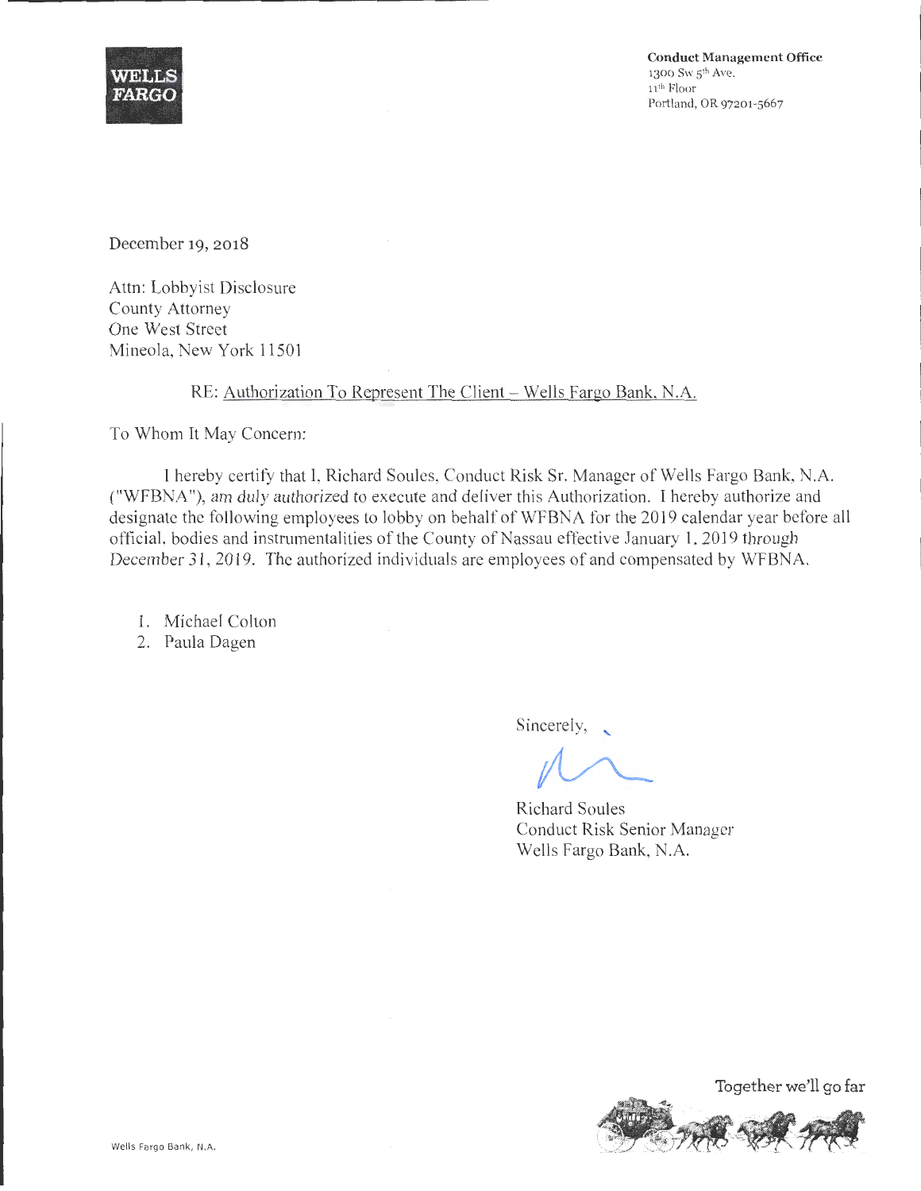WELLS FARGO

**Conduct Management Office**
1300 Sw 5th Ave.
11th Floor
Portland, OR 97201-5667

December 19, 2018

Attn: Lobbyist Disclosure
County Attorney
One West Street
Mineola, New York 11501

RE: Authorization To Represent The Client – Wells Fargo Bank, N.A.

To Whom It May Concern:

I hereby certify that I, Richard Soules, Conduct Risk Sr. Manager of Wells Fargo Bank, N.A. ("WFBNA"), am duly authorized to execute and deliver this Authorization. I hereby authorize and designate the following employees to lobby on behalf of WFBNA for the 2019 calendar year before all official, bodies and instrumentalities of the County of Nassau effective January 1, 2019 through December 31, 2019. The authorized individuals are employees of and compensated by WFBNA.

1. Michael Colton
2. Paula Dagen

Sincerely,

Richard Soules
Conduct Risk Senior Manager
Wells Fargo Bank, N.A.

Together we'll go far

Wells Fargo Bank, N.A.